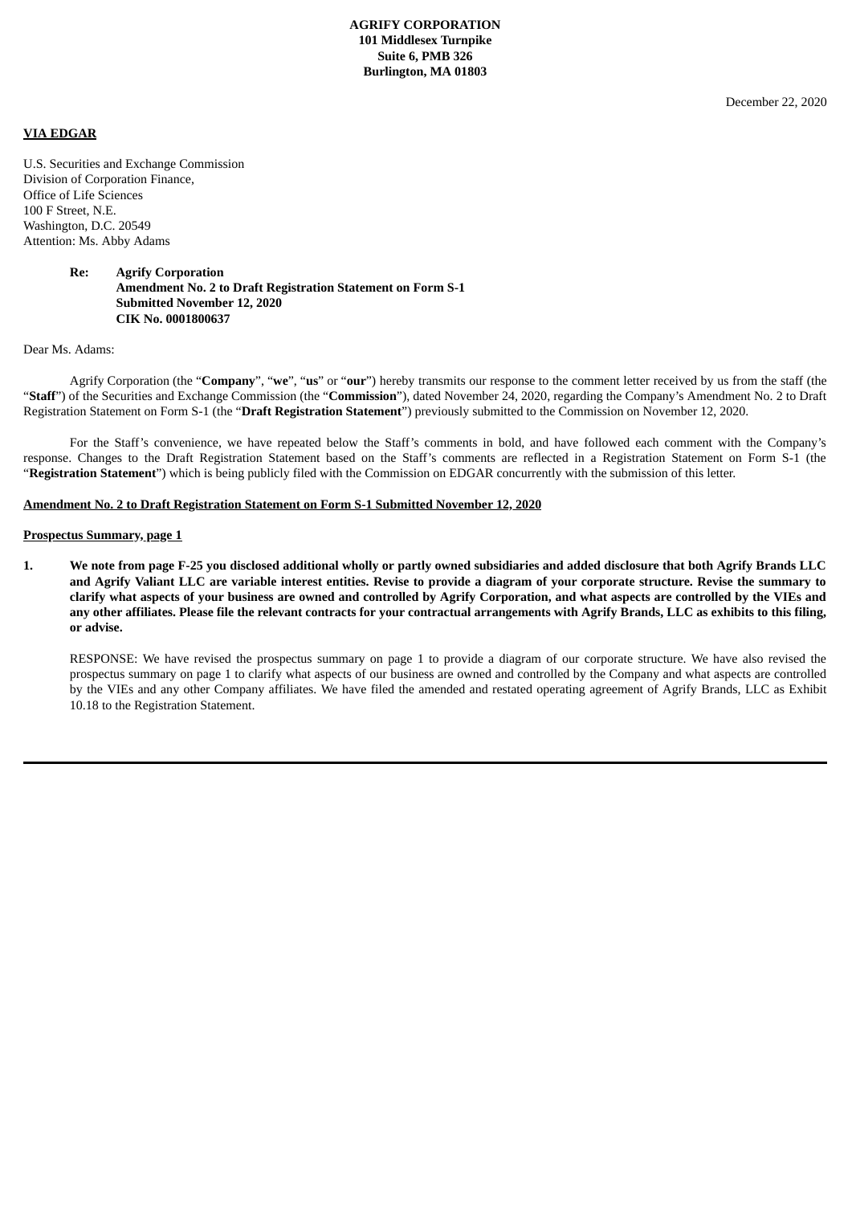**AGRIFY CORPORATION**
**101 Middlesex Turnpike**
**Suite 6, PMB 326**
**Burlington, MA 01803**

December 22, 2020

**VIA EDGAR**

U.S. Securities and Exchange Commission
Division of Corporation Finance,
Office of Life Sciences
100 F Street, N.E.
Washington, D.C. 20549
Attention: Ms. Abby Adams

**Re: Agrify Corporation**
**Amendment No. 2 to Draft Registration Statement on Form S-1**
**Submitted November 12, 2020**
**CIK No. 0001800637**

Dear Ms. Adams:

Agrify Corporation (the "**Company**", "**we**", "**us**" or "**our**") hereby transmits our response to the comment letter received by us from the staff (the "**Staff**") of the Securities and Exchange Commission (the "**Commission**"), dated November 24, 2020, regarding the Company's Amendment No. 2 to Draft Registration Statement on Form S-1 (the "**Draft Registration Statement**") previously submitted to the Commission on November 12, 2020.

For the Staff's convenience, we have repeated below the Staff's comments in bold, and have followed each comment with the Company's response. Changes to the Draft Registration Statement based on the Staff's comments are reflected in a Registration Statement on Form S-1 (the "**Registration Statement**") which is being publicly filed with the Commission on EDGAR concurrently with the submission of this letter.

**Amendment No. 2 to Draft Registration Statement on Form S-1 Submitted November 12, 2020**

**Prospectus Summary, page 1**

1. **We note from page F-25 you disclosed additional wholly or partly owned subsidiaries and added disclosure that both Agrify Brands LLC and Agrify Valiant LLC are variable interest entities. Revise to provide a diagram of your corporate structure. Revise the summary to clarify what aspects of your business are owned and controlled by Agrify Corporation, and what aspects are controlled by the VIEs and any other affiliates. Please file the relevant contracts for your contractual arrangements with Agrify Brands, LLC as exhibits to this filing, or advise.**

   RESPONSE: We have revised the prospectus summary on page 1 to provide a diagram of our corporate structure. We have also revised the prospectus summary on page 1 to clarify what aspects of our business are owned and controlled by the Company and what aspects are controlled by the VIEs and any other Company affiliates. We have filed the amended and restated operating agreement of Agrify Brands, LLC as Exhibit 10.18 to the Registration Statement.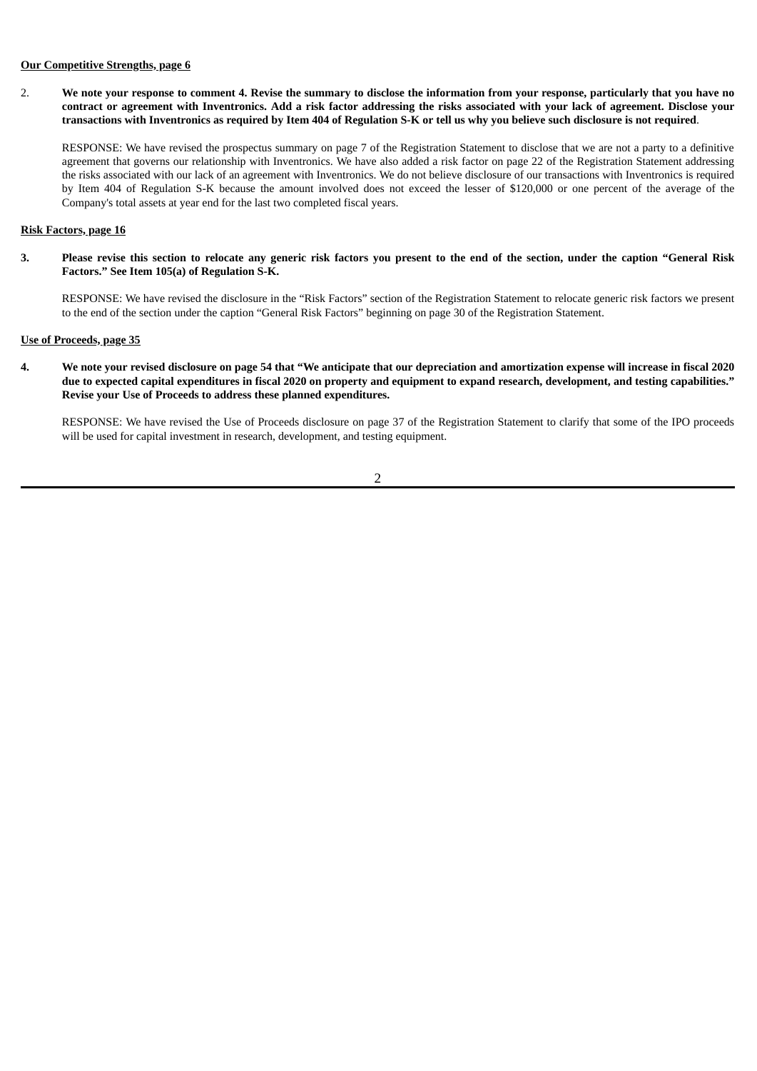**Our Competitive Strengths, page 6**

2. **We note your response to comment 4. Revise the summary to disclose the information from your response, particularly that you have no contract or agreement with Inventronics. Add a risk factor addressing the risks associated with your lack of agreement. Disclose your transactions with Inventronics as required by Item 404 of Regulation S-K or tell us why you believe such disclosure is not required**.

   RESPONSE: We have revised the prospectus summary on page 7 of the Registration Statement to disclose that we are not a party to a definitive agreement that governs our relationship with Inventronics. We have also added a risk factor on page 22 of the Registration Statement addressing the risks associated with our lack of an agreement with Inventronics. We do not believe disclosure of our transactions with Inventronics is required by Item 404 of Regulation S-K because the amount involved does not exceed the lesser of $120,000 or one percent of the average of the Company's total assets at year end for the last two completed fiscal years.

**Risk Factors, page 16**

3. **Please revise this section to relocate any generic risk factors you present to the end of the section, under the caption "General Risk Factors." See Item 105(a) of Regulation S-K.**

   RESPONSE: We have revised the disclosure in the "Risk Factors" section of the Registration Statement to relocate generic risk factors we present to the end of the section under the caption "General Risk Factors" beginning on page 30 of the Registration Statement.

**Use of Proceeds, page 35**

4. **We note your revised disclosure on page 54 that "We anticipate that our depreciation and amortization expense will increase in fiscal 2020 due to expected capital expenditures in fiscal 2020 on property and equipment to expand research, development, and testing capabilities." Revise your Use of Proceeds to address these planned expenditures.**

   RESPONSE: We have revised the Use of Proceeds disclosure on page 37 of the Registration Statement to clarify that some of the IPO proceeds will be used for capital investment in research, development, and testing equipment.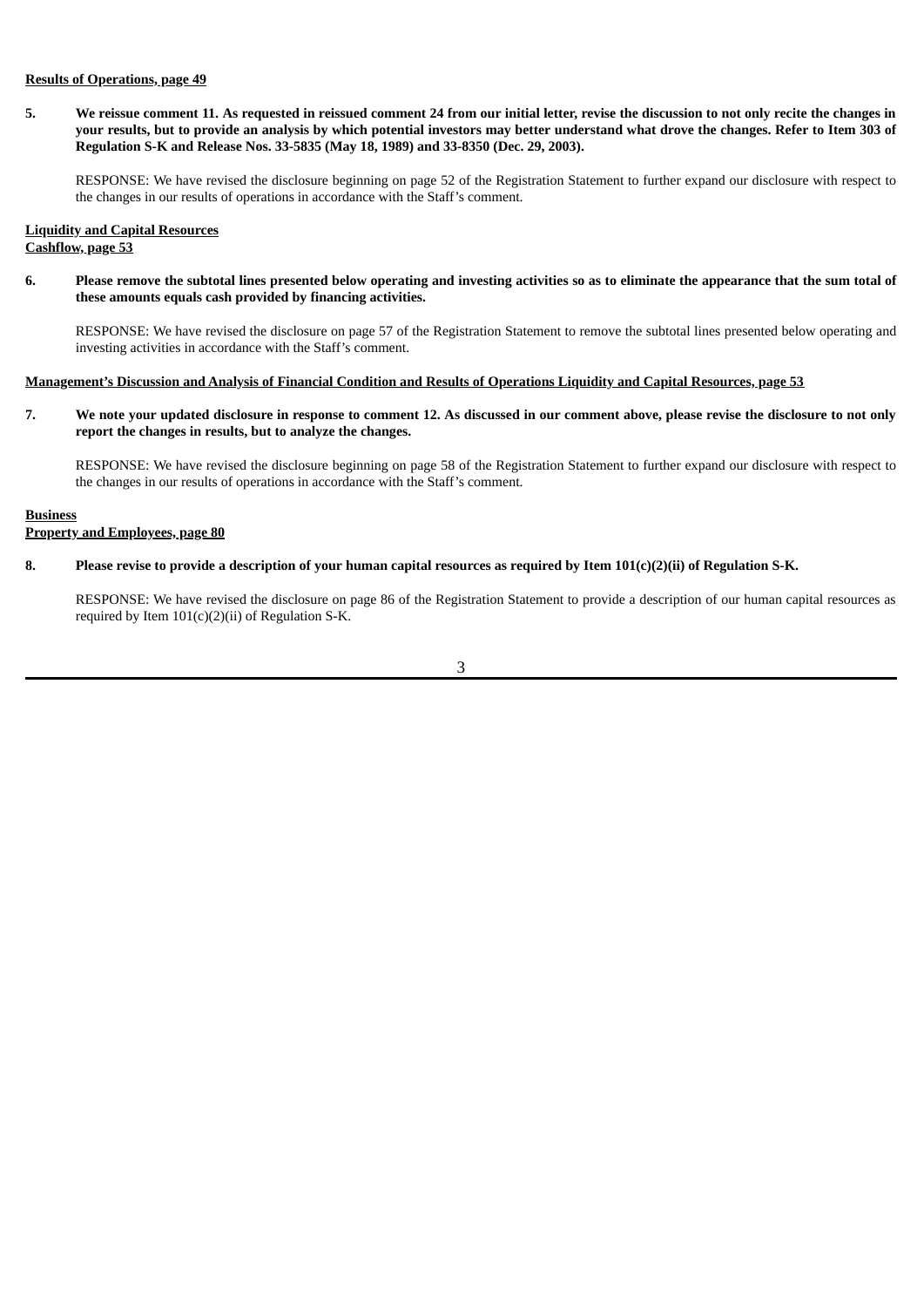**Results of Operations, page 49**

**5. We reissue comment 11. As requested in reissued comment 24 from our initial letter, revise the discussion to not only recite the changes in your results, but to provide an analysis by which potential investors may better understand what drove the changes. Refer to Item 303 of Regulation S-K and Release Nos. 33-5835 (May 18, 1989) and 33-8350 (Dec. 29, 2003).**

RESPONSE: We have revised the disclosure beginning on page 52 of the Registration Statement to further expand our disclosure with respect to the changes in our results of operations in accordance with the Staff's comment.

**Liquidity and Capital Resources**
**Cashflow, page 53**

**6. Please remove the subtotal lines presented below operating and investing activities so as to eliminate the appearance that the sum total of these amounts equals cash provided by financing activities.**

RESPONSE: We have revised the disclosure on page 57 of the Registration Statement to remove the subtotal lines presented below operating and investing activities in accordance with the Staff's comment.

**Management's Discussion and Analysis of Financial Condition and Results of Operations Liquidity and Capital Resources, page 53**

**7. We note your updated disclosure in response to comment 12. As discussed in our comment above, please revise the disclosure to not only report the changes in results, but to analyze the changes.**

RESPONSE: We have revised the disclosure beginning on page 58 of the Registration Statement to further expand our disclosure with respect to the changes in our results of operations in accordance with the Staff's comment.

**Business**
**Property and Employees, page 80**

**8. Please revise to provide a description of your human capital resources as required by Item 101(c)(2)(ii) of Regulation S-K.**

RESPONSE: We have revised the disclosure on page 86 of the Registration Statement to provide a description of our human capital resources as required by Item 101(c)(2)(ii) of Regulation S-K.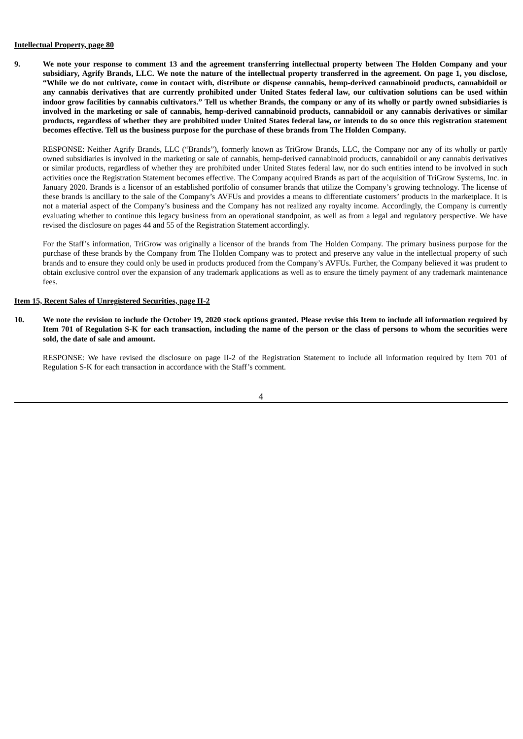**Intellectual Property, page 80**

**9. We note your response to comment 13 and the agreement transferring intellectual property between The Holden Company and your subsidiary, Agrify Brands, LLC. We note the nature of the intellectual property transferred in the agreement. On page 1, you disclose, "While we do not cultivate, come in contact with, distribute or dispense cannabis, hemp-derived cannabinoid products, cannabidoil or any cannabis derivatives that are currently prohibited under United States federal law, our cultivation solutions can be used within indoor grow facilities by cannabis cultivators." Tell us whether Brands, the company or any of its wholly or partly owned subsidiaries is involved in the marketing or sale of cannabis, hemp-derived cannabinoid products, cannabidoil or any cannabis derivatives or similar products, regardless of whether they are prohibited under United States federal law, or intends to do so once this registration statement becomes effective. Tell us the business purpose for the purchase of these brands from The Holden Company.**

RESPONSE: Neither Agrify Brands, LLC ("Brands"), formerly known as TriGrow Brands, LLC, the Company nor any of its wholly or partly owned subsidiaries is involved in the marketing or sale of cannabis, hemp-derived cannabinoid products, cannabidoil or any cannabis derivatives or similar products, regardless of whether they are prohibited under United States federal law, nor do such entities intend to be involved in such activities once the Registration Statement becomes effective. The Company acquired Brands as part of the acquisition of TriGrow Systems, Inc. in January 2020. Brands is a licensor of an established portfolio of consumer brands that utilize the Company's growing technology. The license of these brands is ancillary to the sale of the Company's AVFUs and provides a means to differentiate customers' products in the marketplace. It is not a material aspect of the Company's business and the Company has not realized any royalty income. Accordingly, the Company is currently evaluating whether to continue this legacy business from an operational standpoint, as well as from a legal and regulatory perspective. We have revised the disclosure on pages 44 and 55 of the Registration Statement accordingly.

For the Staff's information, TriGrow was originally a licensor of the brands from The Holden Company. The primary business purpose for the purchase of these brands by the Company from The Holden Company was to protect and preserve any value in the intellectual property of such brands and to ensure they could only be used in products produced from the Company's AVFUs. Further, the Company believed it was prudent to obtain exclusive control over the expansion of any trademark applications as well as to ensure the timely payment of any trademark maintenance fees.

**Item 15, Recent Sales of Unregistered Securities, page II-2**

**10. We note the revision to include the October 19, 2020 stock options granted. Please revise this Item to include all information required by Item 701 of Regulation S-K for each transaction, including the name of the person or the class of persons to whom the securities were sold, the date of sale and amount.**

RESPONSE: We have revised the disclosure on page II-2 of the Registration Statement to include all information required by Item 701 of Regulation S-K for each transaction in accordance with the Staff's comment.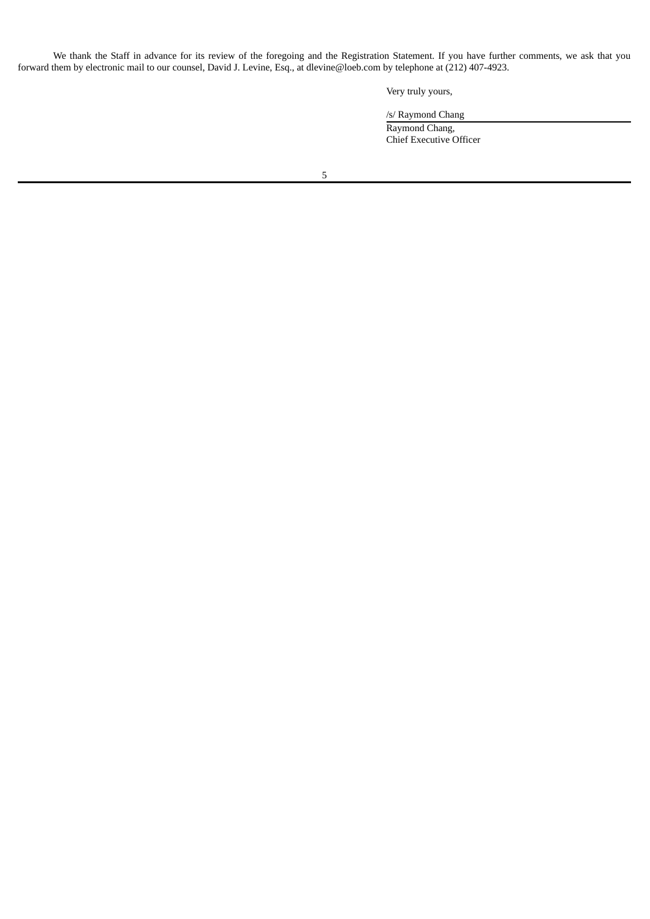We thank the Staff in advance for its review of the foregoing and the Registration Statement. If you have further comments, we ask that you forward them by electronic mail to our counsel, David J. Levine, Esq., at dlevine@loeb.com by telephone at (212) 407-4923.

Very truly yours,

/s/ Raymond Chang

Raymond Chang,
Chief Executive Officer